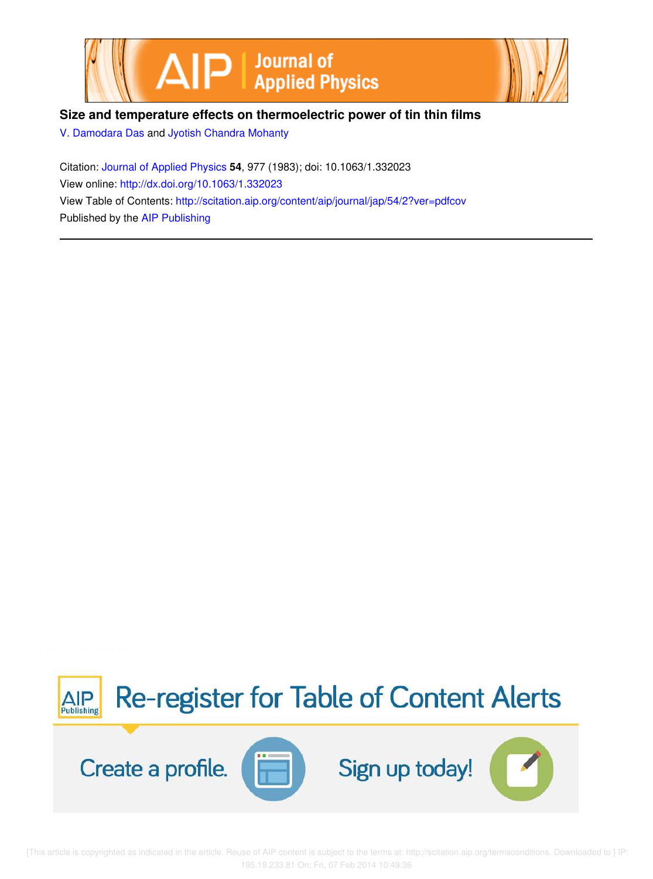# Size and temperature effects on thermoelectric power of tin thin films

V. Damodara Das and Jyotish Chandra Mohanty

Citation: Journal of Applied Physics **54**, 977 (1983); doi: 10.1063/1.332023

View online: http://dx.doi.org/10.1063/1.332023

View Table of Contents: http://scitation.aip.org/content/aip/journal/jap/54/2?ver=pdfcov

Published by the AIP Publishing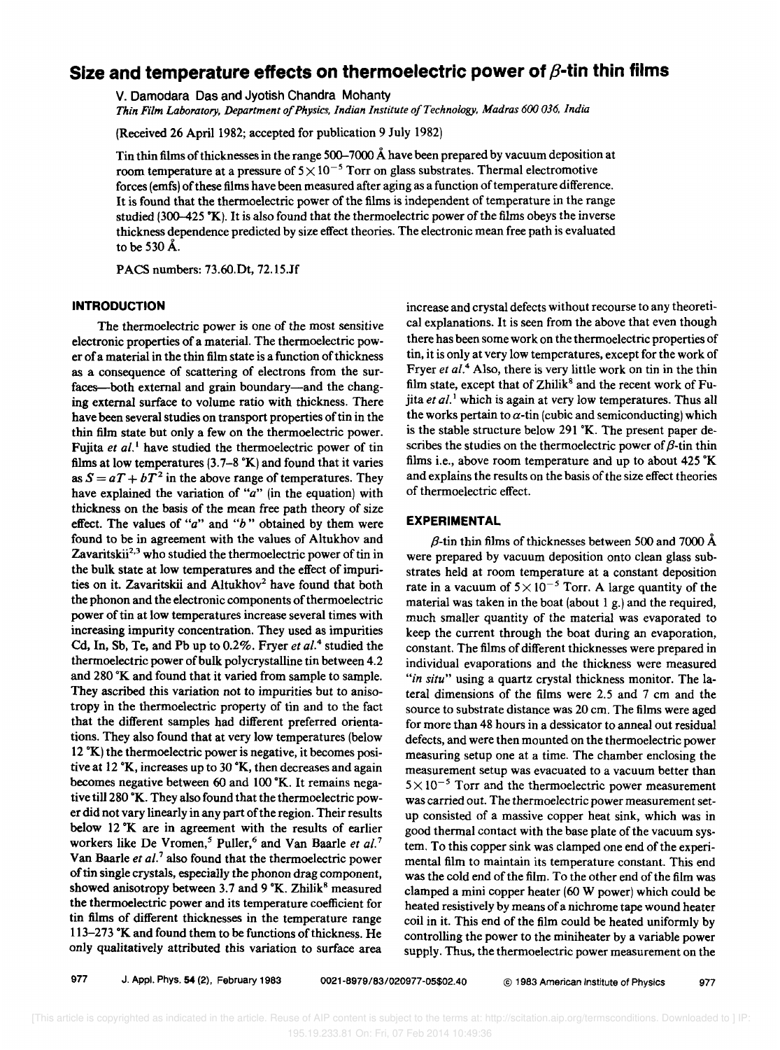# Size and temperature effects on thermoelectric power of $\beta$-tin thin films

V. Damodara Das and Jyotish Chandra Mohanty

*Thin Film Laboratory, Department of Physics, Indian Institute of Technology, Madras 600 036, India*

(Received 26 April 1982; accepted for publication 9 July 1982)

Tin thin films of thicknesses in the range 500–7000 Å have been prepared by vacuum deposition at room temperature at a pressure of $5 \times 10^{-5}$ Torr on glass substrates. Thermal electromotive forces (emfs) of these films have been measured after aging as a function of temperature difference. It is found that the thermoelectric power of the films is independent of temperature in the range studied (300–425 °K). It is also found that the thermoelectric power of the films obeys the inverse thickness dependence predicted by size effect theories. The electronic mean free path is evaluated to be 530 Å.

PACS numbers: 73.60.Dt, 72.15.Jf

## INTRODUCTION

The thermoelectric power is one of the most sensitive electronic properties of a material. The thermoelectric power of a material in the thin film state is a function of thickness as a consequence of scattering of electrons from the surfaces—both external and grain boundary—and the changing external surface to volume ratio with thickness. There have been several studies on transport properties of tin in the thin film state but only a few on the thermoelectric power. Fujita *et al.*[1] have studied the thermoelectric power of tin films at low temperatures (3.7–8 °K) and found that it varies as $S = aT + bT^2$ in the above range of temperatures. They have explained the variation of "$a$" (in the equation) with thickness on the basis of the mean free path theory of size effect. The values of "$a$" and "$b$" obtained by them were found to be in agreement with the values of Altukhov and Zavaritskii[2,3] who studied the thermoelectric power of tin in the bulk state at low temperatures and the effect of impurities on it. Zavaritskii and Altukhov[2] have found that both the phonon and the electronic components of thermoelectric power of tin at low temperatures increase several times with increasing impurity concentration. They used as impurities Cd, In, Sb, Te, and Pb up to 0.2%. Fryer *et al.*[4] studied the thermoelectric power of bulk polycrystalline tin between 4.2 and 280 °K and found that it varied from sample to sample. They ascribed this variation not to impurities but to anisotropy in the thermoelectric property of tin and to the fact that the different samples had different preferred orientations. They also found that at very low temperatures (below 12 °K) the thermoelectric power is negative, it becomes positive at 12 °K, increases up to 30 °K, then decreases and again becomes negative between 60 and 100 °K. It remains negative till 280 °K. They also found that the thermoelectric power did not vary linearly in any part of the region. Their results below 12 °K are in agreement with the results of earlier workers like De Vromen,[5] Puller,[6] and Van Baarle *et al.*[7] Van Baarle *et al.*[7] also found that the thermoelectric power of tin single crystals, especially the phonon drag component, showed anisotropy between 3.7 and 9 °K. Zhilik[8] measured the thermoelectric power and its temperature coefficient for tin films of different thicknesses in the temperature range 113–273 °K and found them to be functions of thickness. He only qualitatively attributed this variation to surface area increase and crystal defects without recourse to any theoretical explanations. It is seen from the above that even though there has been some work on the thermoelectric properties of tin, it is only at very low temperatures, except for the work of Fryer *et al.*[4] Also, there is very little work on tin in the thin film state, except that of Zhilik[8] and the recent work of Fujita *et al.*[1] which is again at very low temperatures. Thus all the works pertain to $\alpha$-tin (cubic and semiconducting) which is the stable structure below 291 °K. The present paper describes the studies on the thermoelectric power of $\beta$-tin thin films i.e., above room temperature and up to about 425 °K and explains the results on the basis of the size effect theories of thermoelectric effect.

## EXPERIMENTAL

$\beta$-tin thin films of thicknesses between 500 and 7000 Å were prepared by vacuum deposition onto clean glass substrates held at room temperature at a constant deposition rate in a vacuum of $5 \times 10^{-5}$ Torr. A large quantity of the material was taken in the boat (about 1 g.) and the required, much smaller quantity of the material was evaporated to keep the current through the boat during an evaporation, constant. The films of different thicknesses were prepared in individual evaporations and the thickness were measured "*in situ*" using a quartz crystal thickness monitor. The lateral dimensions of the films were 2.5 and 7 cm and the source to substrate distance was 20 cm. The films were aged for more than 48 hours in a dessicator to anneal out residual defects, and were then mounted on the thermoelectric power measuring setup one at a time. The chamber enclosing the measurement setup was evacuated to a vacuum better than $5 \times 10^{-5}$ Torr and the thermoelectric power measurement was carried out. The thermoelectric power measurement setup consisted of a massive copper heat sink, which was in good thermal contact with the base plate of the vacuum system. To this copper sink was clamped one end of the experimental film to maintain its temperature constant. This end was the cold end of the film. To the other end of the film was clamped a mini copper heater (60 W power) which could be heated resistively by means of a nichrome tape wound heater coil in it. This end of the film could be heated uniformly by controlling the power to the miniheater by a variable power supply. Thus, the thermoelectric power measurement on the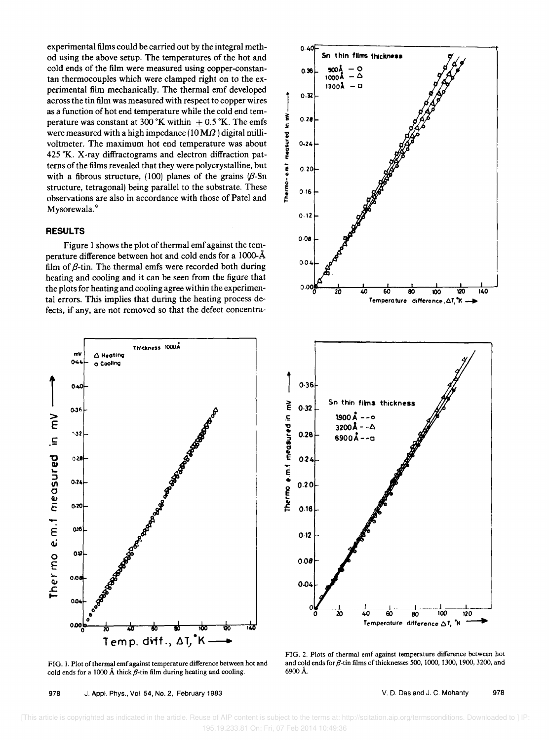experimental films could be carried out by the integral method using the above setup. The temperatures of the hot and cold ends of the film were measured using copper-constantan thermocouples which were clamped right on to the experimental film mechanically. The thermal emf developed across the tin film was measured with respect to copper wires as a function of hot end temperature while the cold end temperature was constant at 300 °K within ± 0.5 °K. The emfs were measured with a high impedance (10 MΩ) digital millivoltmeter. The maximum hot end temperature was about 425 °K. X-ray diffractograms and electron diffraction patterns of the films revealed that they were polycrystalline, but with a fibrous structure, (100) planes of the grains (β-Sn structure, tetragonal) being parallel to the substrate. These observations are also in accordance with those of Patel and Mysorewala.[9]

## RESULTS

Figure 1 shows the plot of thermal emf against the temperature difference between hot and cold ends for a 1000-Å film of β-tin. The thermal emfs were recorded both during heating and cooling and it can be seen from the figure that the plots for heating and cooling agree within the experimental errors. This implies that during the heating process defects, if any, are not removed so that the defect concentra-

FIG. 1. Plot of thermal emf against temperature difference between hot and cold ends for a 1000 Å thick β-tin film during heating and cooling.

FIG. 2. Plots of thermal emf against temperature difference between hot and cold ends for β-tin films of thicknesses 500, 1000, 1300, 1900, 3200, and 6900 Å.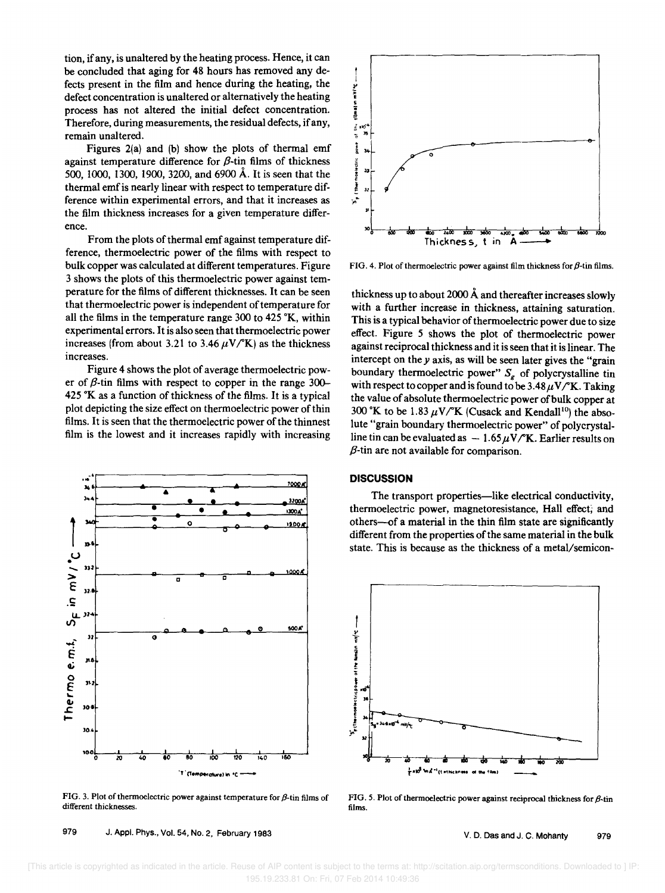tion, if any, is unaltered by the heating process. Hence, it can be concluded that aging for 48 hours has removed any defects present in the film and hence during the heating, the defect concentration is unaltered or alternatively the heating process has not altered the initial defect concentration. Therefore, during measurements, the residual defects, if any, remain unaltered.

Figures 2(a) and (b) show the plots of thermal emf against temperature difference for $\beta$-tin films of thickness 500, 1000, 1300, 1900, 3200, and 6900 Å. It is seen that the thermal emf is nearly linear with respect to temperature difference within experimental errors, and that it increases as the film thickness increases for a given temperature difference.

From the plots of thermal emf against temperature difference, thermoelectric power of the films with respect to bulk copper was calculated at different temperatures. Figure 3 shows the plots of this thermoelectric power against temperature for the films of different thicknesses. It can be seen that thermoelectric power is independent of temperature for all the films in the temperature range 300 to 425 °K, within experimental errors. It is also seen that thermoelectric power increases (from about 3.21 to 3.46 $\mu$V/°K) as the thickness increases.

Figure 4 shows the plot of average thermoelectric power of $\beta$-tin films with respect to copper in the range 300–425 °K as a function of thickness of the films. It is a typical plot depicting the size effect on thermoelectric power of thin films. It is seen that the thermoelectric power of the thinnest film is the lowest and it increases rapidly with increasing thickness up to about 2000 Å and thereafter increases slowly with a further increase in thickness, attaining saturation. This is a typical behavior of thermoelectric power due to size effect. Figure 5 shows the plot of thermoelectric power against reciprocal thickness and it is seen that it is linear. The intercept on the $y$ axis, as will be seen later gives the "grain boundary thermoelectric power" $S_g$ of polycrystalline tin with respect to copper and is found to be 3.48 $\mu$V/°K. Taking the value of absolute thermoelectric power of bulk copper at 300 °K to be 1.83 $\mu$V/°K (Cusack and Kendall[10]) the absolute "grain boundary thermoelectric power" of polycrystalline tin can be evaluated as $-1.65\,\mu$V/°K. Earlier results on $\beta$-tin are not available for comparison.

FIG. 3. Plot of thermoelectric power against temperature for $\beta$-tin films of different thicknesses.

FIG. 4. Plot of thermoelectric power against film thickness for $\beta$-tin films.

## DISCUSSION

The transport properties—like electrical conductivity, thermoelectric power, magnetoresistance, Hall effect, and others—of a material in the thin film state are significantly different from the properties of the same material in the bulk state. This is because as the thickness of a metal/semicon-

FIG. 5. Plot of thermoelectric power against reciprocal thickness for $\beta$-tin films.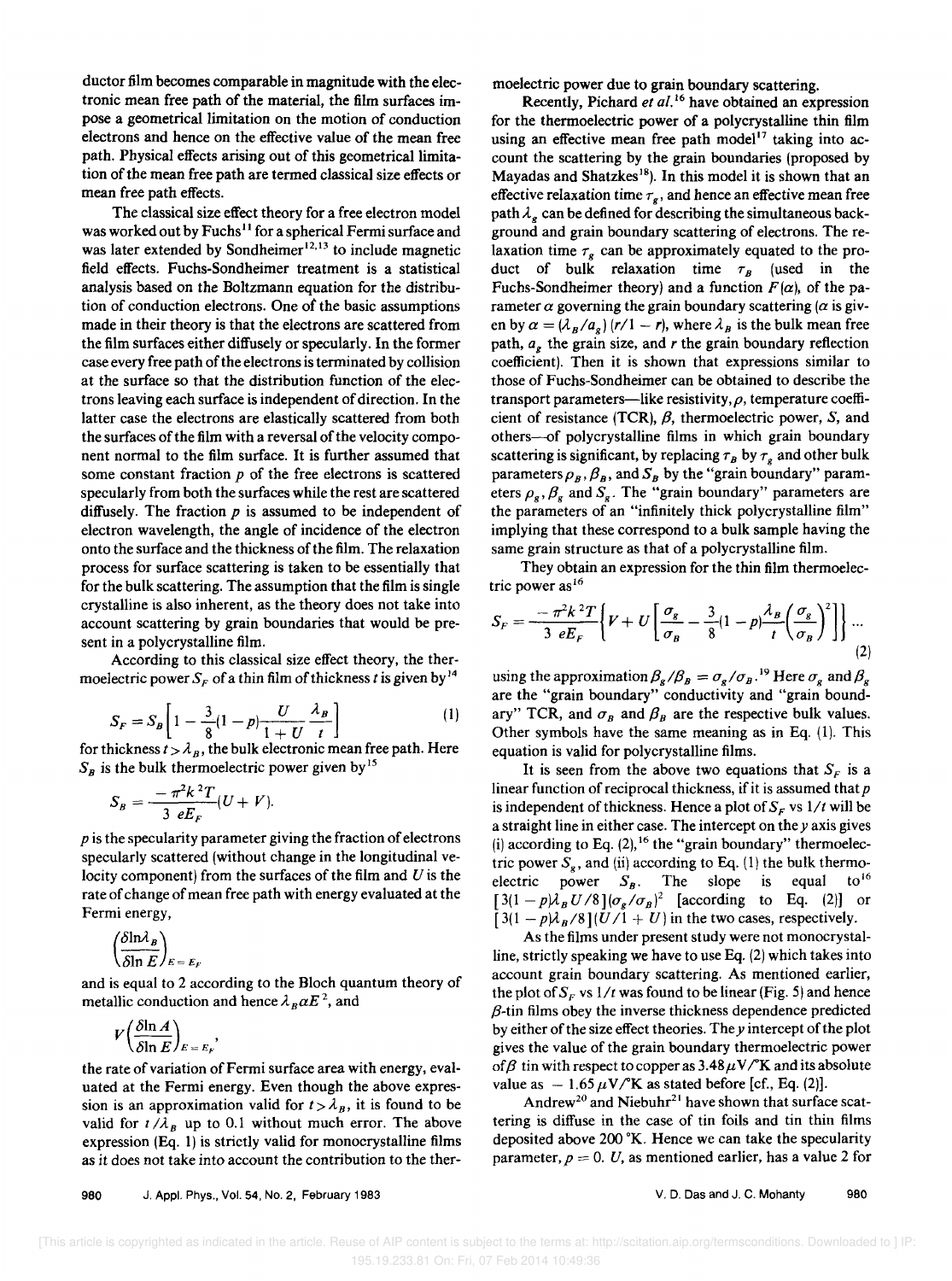ductor film becomes comparable in magnitude with the electronic mean free path of the material, the film surfaces impose a geometrical limitation on the motion of conduction electrons and hence on the effective value of the mean free path. Physical effects arising out of this geometrical limitation of the mean free path are termed classical size effects or mean free path effects.

The classical size effect theory for a free electron model was worked out by Fuchs[11] for a spherical Fermi surface and was later extended by Sondheimer[12,13] to include magnetic field effects. Fuchs-Sondheimer treatment is a statistical analysis based on the Boltzmann equation for the distribution of conduction electrons. One of the basic assumptions made in their theory is that the electrons are scattered from the film surfaces either diffusely or specularly. In the former case every free path of the electrons is terminated by collision at the surface so that the distribution function of the electrons leaving each surface is independent of direction. In the latter case the electrons are elastically scattered from both the surfaces of the film with a reversal of the velocity component normal to the film surface. It is further assumed that some constant fraction $p$ of the free electrons is scattered specularly from both the surfaces while the rest are scattered diffusely. The fraction $p$ is assumed to be independent of electron wavelength, the angle of incidence of the electron onto the surface and the thickness of the film. The relaxation process for surface scattering is taken to be essentially that for the bulk scattering. The assumption that the film is single crystalline is also inherent, as the theory does not take into account scattering by grain boundaries that would be present in a polycrystalline film.

According to this classical size effect theory, the thermoelectric power $S_F$ of a thin film of thickness $t$ is given by[14]

$$S_F = S_B\left[1 - \frac{3}{8}(1-p)\frac{U}{1+U}\frac{\lambda_B}{t}\right] \quad (1)$$

for thickness $t > \lambda_B$, the bulk electronic mean free path. Here $S_B$ is the bulk thermoelectric power given by[15]

$$S_B = \frac{-\pi^2 k^2 T}{3\ eE_F}(U + V).$$

$p$ is the specularity parameter giving the fraction of electrons specularly scattered (without change in the longitudinal velocity component) from the surfaces of the film and $U$ is the rate of change of mean free path with energy evaluated at the Fermi energy,

$$\left(\frac{\delta \ln \lambda_B}{\delta \ln E}\right)_{E=E_F}$$

and is equal to 2 according to the Bloch quantum theory of metallic conduction and hence $\lambda_B \alpha E^2$, and

$$V\left(\frac{\delta \ln A}{\delta \ln E}\right)_{E=E_F},$$

the rate of variation of Fermi surface area with energy, evaluated at the Fermi energy. Even though the above expression is an approximation valid for $t > \lambda_B$, it is found to be valid for $t/\lambda_B$ up to 0.1 without much error. The above expression (Eq. 1) is strictly valid for monocrystalline films as it does not take into account the contribution to the thermoelectric power due to grain boundary scattering.

Recently, Pichard *et al.*[16] have obtained an expression for the thermoelectric power of a polycrystalline thin film using an effective mean free path model[17] taking into account the scattering by the grain boundaries (proposed by Mayadas and Shatzkes[18]). In this model it is shown that an effective relaxation time $\tau_g$, and hence an effective mean free path $\lambda_g$ can be defined for describing the simultaneous background and grain boundary scattering of electrons. The relaxation time $\tau_g$ can be approximately equated to the product of bulk relaxation time $\tau_B$ (used in the Fuchs-Sondheimer theory) and a function $F(\alpha)$, of the parameter $\alpha$ governing the grain boundary scattering ($\alpha$ is given by $\alpha = (\lambda_B/a_g)(r/1-r)$, where $\lambda_B$ is the bulk mean free path, $a_g$ the grain size, and $r$ the grain boundary reflection coefficient). Then it is shown that expressions similar to those of Fuchs-Sondheimer can be obtained to describe the transport parameters—like resistivity, $\rho$, temperature coefficient of resistance (TCR), $\beta$, thermoelectric power, $S$, and others—of polycrystalline films in which grain boundary scattering is significant, by replacing $\tau_B$ by $\tau_g$ and other bulk parameters $\rho_B$, $\beta_B$, and $S_B$ by the "grain boundary" parameters $\rho_g$, $\beta_g$ and $S_g$. The "grain boundary" parameters are the parameters of an "infinitely thick polycrystalline film" implying that these correspond to a bulk sample having the same grain structure as that of a polycrystalline film.

They obtain an expression for the thin film thermoelectric power as[16]

$$S_F = \frac{-\pi^2 k^2 T}{3\ eE_F}\left\{V + U\left[\frac{\sigma_g}{\sigma_B} - \frac{3}{8}(1-p)\frac{\lambda_B}{t}\left(\frac{\sigma_g}{\sigma_B}\right)^2\right]\right\} \ldots \quad (2)$$

using the approximation $\beta_g/\beta_B = \sigma_g/\sigma_B$.[19] Here $\sigma_g$ and $\beta_g$ are the "grain boundary" conductivity and "grain boundary" TCR, and $\sigma_B$ and $\beta_B$ are the respective bulk values. Other symbols have the same meaning as in Eq. (1). This equation is valid for polycrystalline films.

It is seen from the above two equations that $S_F$ is a linear function of reciprocal thickness, if it is assumed that $p$ is independent of thickness. Hence a plot of $S_F$ vs $1/t$ will be a straight line in either case. The intercept on the $y$ axis gives (i) according to Eq. (2),[16] the "grain boundary" thermoelectric power $S_g$, and (ii) according to Eq. (1) the bulk thermoelectric power $S_B$. The slope is equal to[16] $[3(1-p)\lambda_B U/8](\sigma_g/\sigma_B)^2$ [according to Eq. (2)] or $[3(1-p)\lambda_B/8](U/1+U)$ in the two cases, respectively.

As the films under present study were not monocrystalline, strictly speaking we have to use Eq. (2) which takes into account grain boundary scattering. As mentioned earlier, the plot of $S_F$ vs $1/t$ was found to be linear (Fig. 5) and hence $\beta$-tin films obey the inverse thickness dependence predicted by either of the size effect theories. The $y$ intercept of the plot gives the value of the grain boundary thermoelectric power of $\beta$ tin with respect to copper as 3.48 $\mu$V/°K and its absolute value as $-1.65$ $\mu$V/°K as stated before [cf., Eq. (2)].

Andrew[20] and Niebuhr[21] have shown that surface scattering is diffuse in the case of tin foils and tin thin films deposited above 200 °K. Hence we can take the specularity parameter, $p = 0$. $U$, as mentioned earlier, has a value 2 for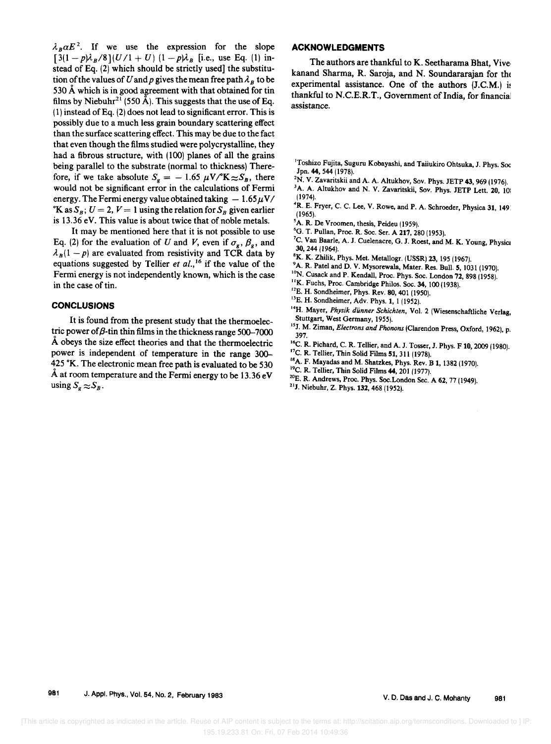$\lambda_B \alpha E^2$. If we use the expression for the slope $[3(1-p)\lambda_B/8](U/1+U)\,(1-p)\lambda_B$ [i.e., use Eq. (1) instead of Eq. (2) which should be strictly used] the substitution of the values of $U$ and $p$ gives the mean free path $\lambda_B$ to be 530 Å which is in good agreement with that obtained for tin films by Niebuhr[21] (550 Å). This suggests that the use of Eq. (1) instead of Eq. (2) does not lead to significant error. This is possibly due to a much less grain boundary scattering effect than the surface scattering effect. This may be due to the fact that even though the films studied were polycrystalline, they had a fibrous structure, with (100) planes of all the grains being parallel to the substrate (normal to thickness) Therefore, if we take absolute $S_g = -1.65\ \mu\text{V}/°\text{K} \approx S_B$, there would not be significant error in the calculations of Fermi energy. The Fermi energy value obtained taking $-1.65\mu\text{V}/°\text{K}$ as $S_B$; $U=2$, $V=1$ using the relation for $S_B$ given earlier is 13.36 eV. This value is about twice that of noble metals.

It may be mentioned here that it is not possible to use Eq. (2) for the evaluation of $U$ and $V$, even if $\sigma_g$, $\beta_g$, and $\lambda_B(1-p)$ are evaluated from resistivity and TCR data by equations suggested by Tellier *et al.*,[16] if the value of the Fermi energy is not independently known, which is the case in the case of tin.

## CONCLUSIONS

It is found from the present study that the thermoelectric power of $\beta$-tin thin films in the thickness range 500–7000 Å obeys the size effect theories and that the thermoelectric power is independent of temperature in the range 300–425 °K. The electronic mean free path is evaluated to be 530 Å at room temperature and the Fermi energy to be 13.36 eV using $S_g \approx S_B$.

## ACKNOWLEDGMENTS

The authors are thankful to K. Seetharama Bhat, Vivekanand Sharma, R. Saroja, and N. Soundararajan for the experimental assistance. One of the authors (J.C.M.) is thankful to N.C.E.R.T., Government of India, for financial assistance.

[1] Toshizo Fujita, Suguru Kobayashi, and Taiiukiro Ohtsuka, J. Phys. Soc. Jpn. **44**, 544 (1978).
[2] N. V. Zavaritskii and A. A. Altukhov, Sov. Phys. JETP **43**, 969 (1976).
[3] A. A. Altukhov and N. V. Zavaritskii, Sov. Phys. JETP Lett. **20**, 10 (1974).
[4] R. E. Fryer, C. C. Lee, V. Rowe, and P. A. Schroeder, Physica **31**, 149 (1965).
[5] A. R. De Vroomen, thesis, Peideu (1959).
[6] G. T. Pullan, Proc. R. Soc. Ser. A **217**, 280 (1953).
[7] C. Van Baarle, A. J. Cuelenacre, G. J. Roest, and M. K. Young, Physica **30**, 244 (1964).
[8] K. K. Zhilik, Phys. Met. Metallogr. (USSR) **23**, 195 (1967).
[9] A. R. Patel and D. V. Mysorewala, Mater. Res. Bull. **5**, 1031 (1970).
[10] N. Cusack and P. Kendall, Proc. Phys. Soc. London **72**, 898 (1958).
[11] K. Fuchs, Proc. Cambridge Philos. Soc. **34**, 100 (1938).
[12] E. H. Sondheimer, Phys. Rev. **80**, 401 (1950).
[13] E. H. Sondheimer, Adv. Phys. **1**, 1 (1952).
[14] H. Mayer, *Physik dünner Schichten*, Vol. 2 (Wiesenschaftliche Verlag, Stuttgart, West Germany, 1955).
[15] J. M. Ziman, *Electrons and Phonons* (Clarendon Press, Oxford, 1962), p. 397.
[16] C. R. Pichard, C. R. Tellier, and A. J. Tosser, J. Phys. F **10**, 2009 (1980).
[17] C. R. Tellier, Thin Solid Films **51**, 311 (1978).
[18] A. F. Mayadas and M. Shatzkes, Phys. Rev. B **1**, 1382 (1970).
[19] C. R. Tellier, Thin Solid Films **44**, 201 (1977).
[20] E. R. Andrews, Proc. Phys. Soc.London Sec. A **62**, 77 (1949).
[21] J. Niebuhr, Z. Phys. **132**, 468 (1952).